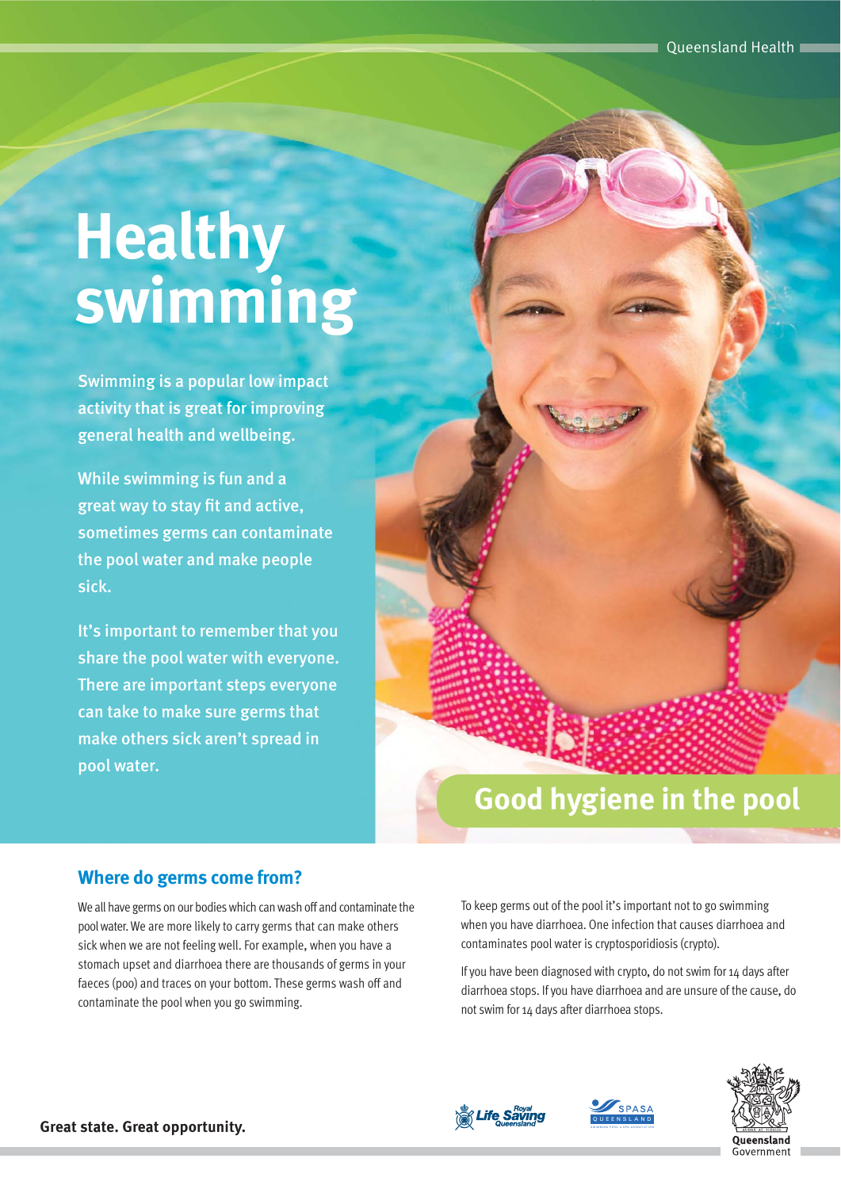# Healthy swimming

Swimming is a popular low impact activity that is great for improving general health and wellbeing.

While swimming is fun and a great way to stay fit and active, sometimes germs can contaminate the pool water and make people sick.

It's important to remember that you share the pool water with everyone. There are important steps everyone can take to make sure germs that make others sick aren't spread in pool water.

## Good hygiene in the pool

### Where do germs come from?

We all have germs on our bodies which can wash off and contaminate the pool water. We are more likely to carry germs that can make others sick when we are not feeling well. For example, when you have a stomach upset and diarrhoea there are thousands of germs in your faeces (poo) and traces on your bottom. These germs wash off and contaminate the pool when you go swimming.

To keep germs out of the pool it's important not to go swimming when you have diarrhoea. One infection that causes diarrhoea and contaminates pool water is cryptosporidiosis (crypto).

If you have been diagnosed with crypto, do not swim for 14 days after diarrhoea stops. If you have diarrhoea and are unsure of the cause, do not swim for 14 days after diarrhoea stops.

**Great state. Great opportunity.**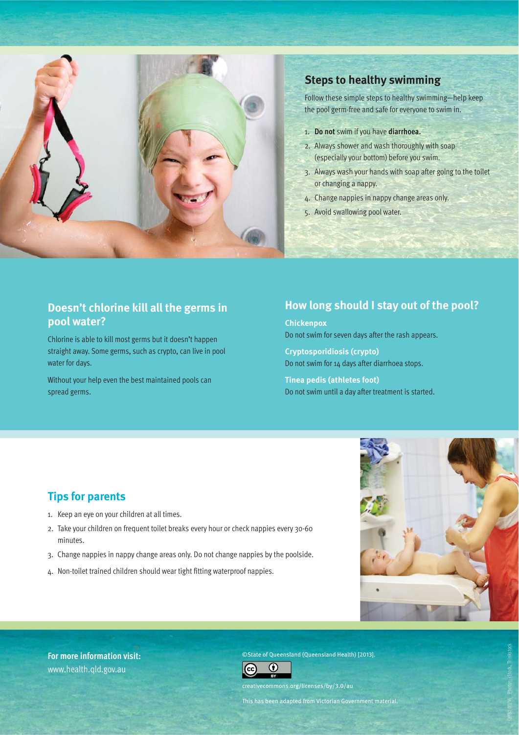## Steps to healthy swimming

Follow these simple steps to healthy swimming—help keep the pool germ-free and safe for everyone to swim in.

1. **Do not** swim if you have **diarrhoea.**
2. Always shower and wash thoroughly with soap (especially your bottom) before you swim.
3. Always wash your hands with soap after going to the toilet or changing a nappy.
4. Change nappies in nappy change areas only.
5. Avoid swallowing pool water.

## Doesn't chlorine kill all the germs in pool water?

Chlorine is able to kill most germs but it doesn't happen straight away. Some germs, such as crypto, can live in pool water for days.

Without your help even the best maintained pools can spread germs.

## How long should I stay out of the pool?

### Chickenpox

Do not swim for seven days after the rash appears.

### Cryptosporidiosis (crypto)

Do not swim for 14 days after diarrhoea stops.

### Tinea pedis (athletes foot)

Do not swim until a day after treatment is started.

## Tips for parents

1. Keep an eye on your children at all times.
2. Take your children on frequent toilet breaks every hour or check nappies every 30-60 minutes.
3. Change nappies in nappy change areas only. Do not change nappies by the poolside.
4. Non-toilet trained children should wear tight fitting waterproof nappies.

**For more information visit:**
www.health.qld.gov.au

©State of Queensland (Queensland Health) [2013].

creativecommons.org/licenses/by/3.0/au

This has been adapted from Victorian Government material.

Photos: iStock, Thinkstock